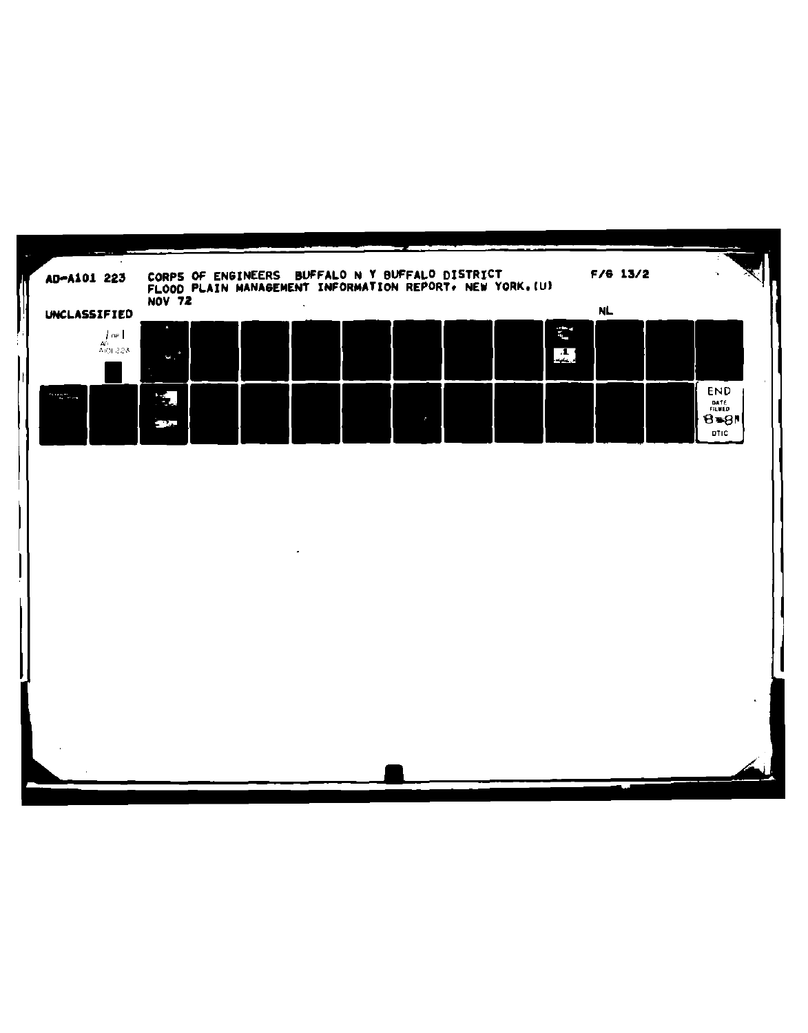AD-A101 223 CORPS OF ENGINEERS BUFFALO N Y BUFFALO DISTRICT F/G 13/2
FLOOD PLAIN MANAGEMENT INFORMATION REPORT, NEW YORK.(U)
NOV 72

UNCLASSIFIED NL

1 OF 1
AD
A101223

END
DATE
FILMED
8-81
DTIC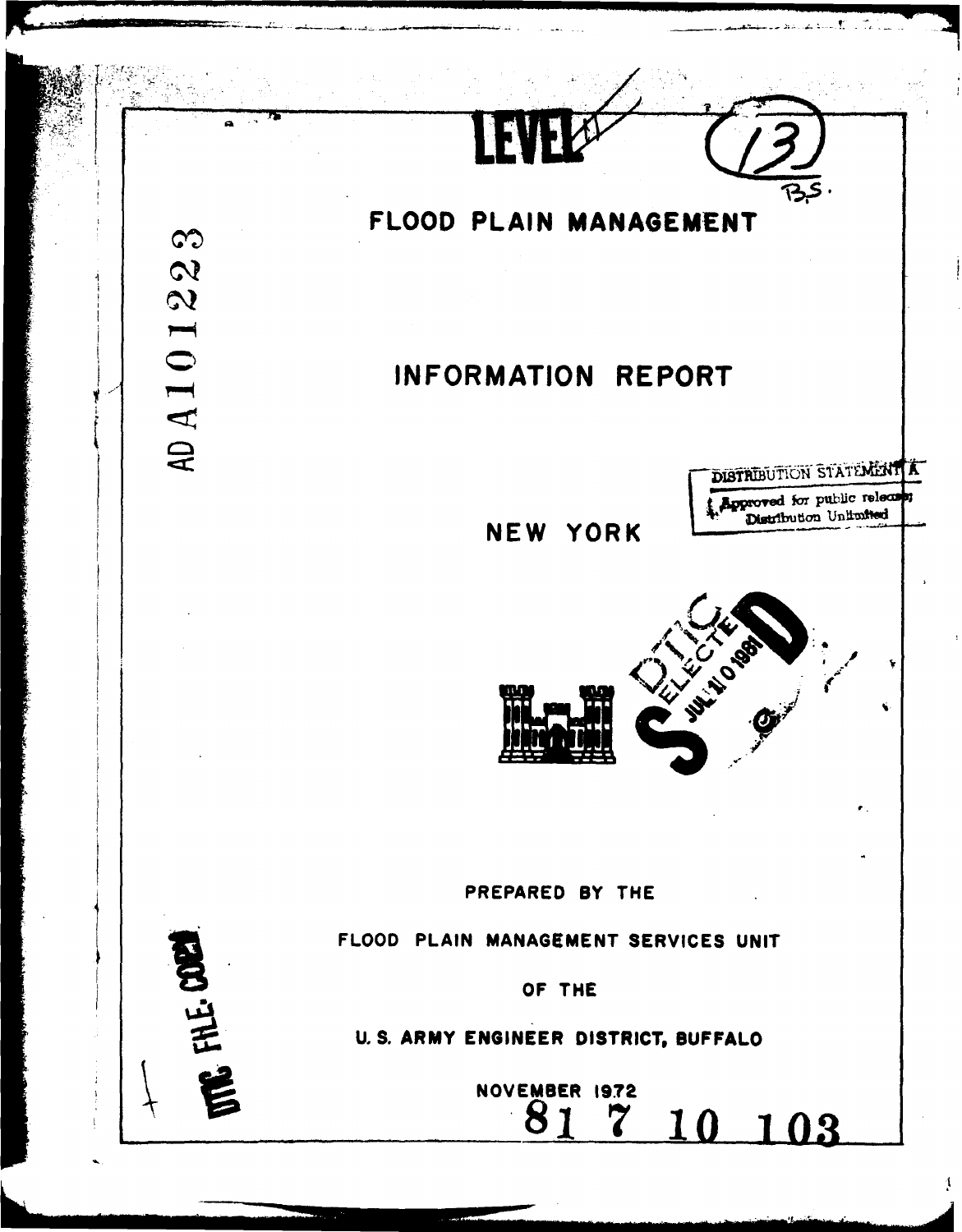LEVEL

# FLOOD PLAIN MANAGEMENT

# INFORMATION REPORT

DISTRIBUTION STATEMENT A

Approved for public release; Distribution Unlimited

## NEW YORK

PREPARED BY THE

FLOOD PLAIN MANAGEMENT SERVICES UNIT

OF THE

U. S. ARMY ENGINEER DISTRICT, BUFFALO

NOVEMBER 1972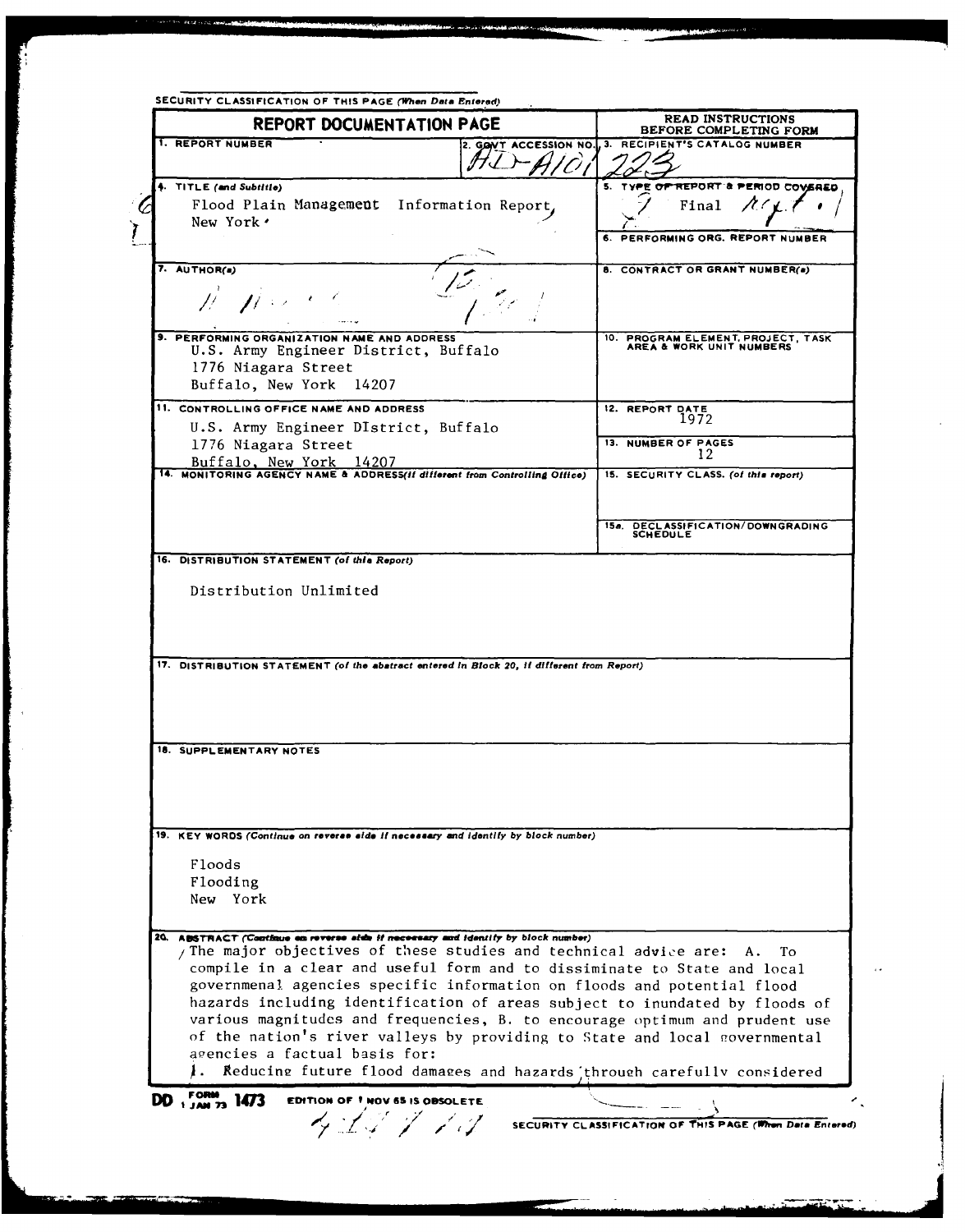SECURITY CLASSIFICATION OF THIS PAGE (When Data Entered)

| REPORT DOCUMENTATION PAGE | | READ INSTRUCTIONS BEFORE COMPLETING FORM |
|---|---|---|
| 1. REPORT NUMBER | 2. GOVT ACCESSION NO. AD-A101 | 3. RECIPIENT'S CATALOG NUMBER 223 |
| 4. TITLE (and Subtitle) Flood Plain Management Information Report, New York | | 5. TYPE OF REPORT & PERIOD COVERED Final Rept. |
| | | 6. PERFORMING ORG. REPORT NUMBER |
| 7. AUTHOR(s) | | 8. CONTRACT OR GRANT NUMBER(s) |
| 9. PERFORMING ORGANIZATION NAME AND ADDRESS U.S. Army Engineer District, Buffalo 1776 Niagara Street Buffalo, New York 14207 | | 10. PROGRAM ELEMENT, PROJECT, TASK AREA & WORK UNIT NUMBERS |
| 11. CONTROLLING OFFICE NAME AND ADDRESS U.S. Army Engineer DIstrict, Buffalo 1776 Niagara Street Buffalo, New York 14207 | | 12. REPORT DATE 1972 |
| | | 13. NUMBER OF PAGES 12 |
| 14. MONITORING AGENCY NAME & ADDRESS(if different from Controlling Office) | | 15. SECURITY CLASS. (of this report) |
| | | 15a. DECLASSIFICATION/DOWNGRADING SCHEDULE |

16. DISTRIBUTION STATEMENT (of this Report)

Distribution Unlimited

17. DISTRIBUTION STATEMENT (of the abstract entered in Block 20, if different from Report)

18. SUPPLEMENTARY NOTES

19. KEY WORDS (Continue on reverse side if necessary and identify by block number)

Floods
Flooding
New York

20. ABSTRACT (Continue on reverse side if necessary and identify by block number)

The major objectives of these studies and technical advice are: A. To compile in a clear and useful form and to disseminate to State and local governmenal agencies specific information on floods and potential flood hazards including identification of areas subject to inundated by floods of various magnitudes and frequencies, B. to encourage optimum and prudent use of the nation's river valleys by providing to State and local governmental agencies a factual basis for:

1. Reducing future flood damages and hazards through carefully considered

DD FORM 1 JAN 73 1473 EDITION OF 1 NOV 65 IS OBSOLETE

SECURITY CLASSIFICATION OF THIS PAGE (When Data Entered)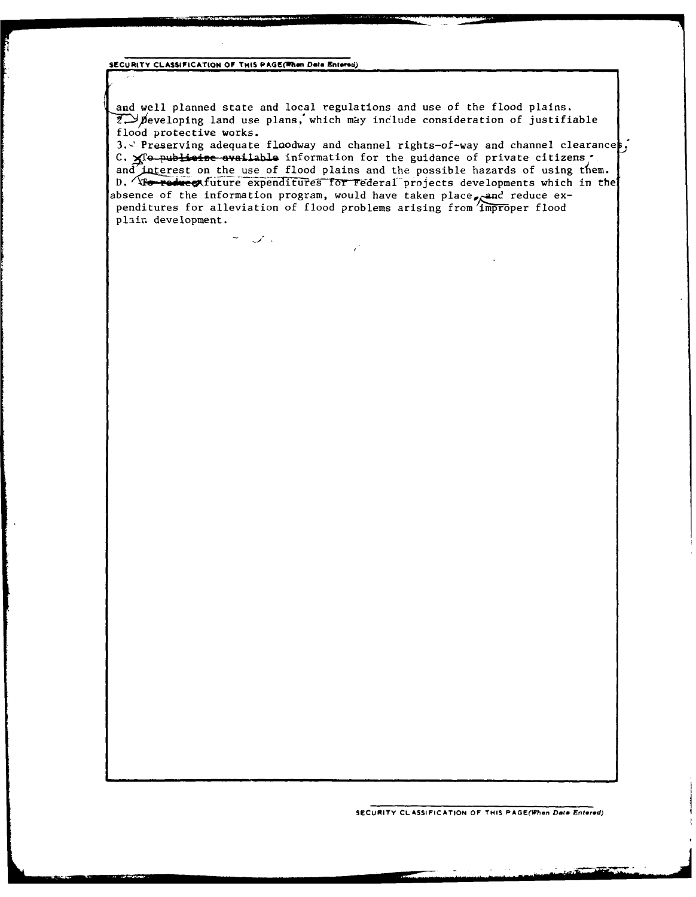and well planned state and local regulations and use of the flood plains.

2. Developing land use plans, which may include consideration of justifiable flood protective works.

3. Preserving adequate floodway and channel rights-of-way and channel clearances.

C. To publicize available information for the guidance of private citizens and interest on the use of flood plains and the possible hazards of using them.

D. To reduce future expenditures for Federal projects developments which in the absence of the information program, would have taken place, and reduce expenditures for alleviation of flood problems arising from improper flood plain development.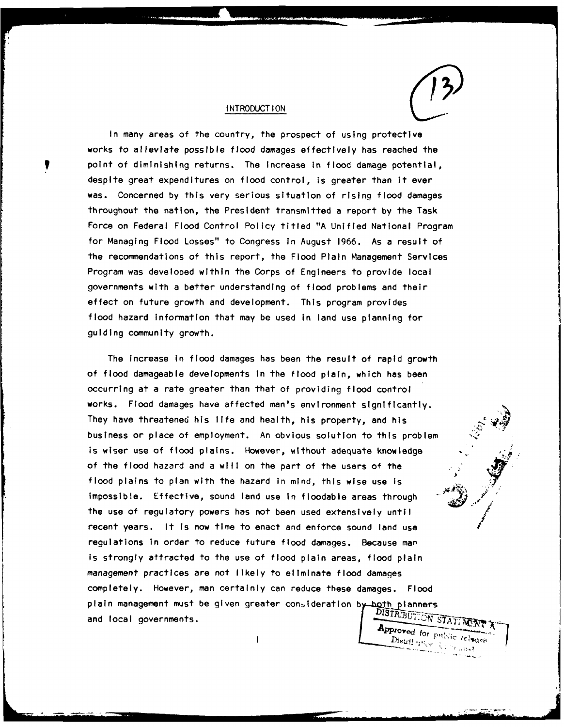## INTRODUCTION

In many areas of the country, the prospect of using protective works to alleviate possible flood damages effectively has reached the point of diminishing returns. The increase in flood damage potential, despite great expenditures on flood control, is greater than it ever was. Concerned by this very serious situation of rising flood damages throughout the nation, the President transmitted a report by the Task Force on Federal Flood Control Policy titled "A Unified National Program for Managing Flood Losses" to Congress in August 1966. As a result of the recommendations of this report, the Flood Plain Management Services Program was developed within the Corps of Engineers to provide local governments with a better understanding of flood problems and their effect on future growth and development. This program provides flood hazard information that may be used in land use planning for guiding community growth.

The increase in flood damages has been the result of rapid growth of flood damageable developments in the flood plain, which has been occurring at a rate greater than that of providing flood control works. Flood damages have affected man's environment significantly. They have threatened his life and health, his property, and his business or place of employment. An obvious solution to this problem is wiser use of flood plains. However, without adequate knowledge of the flood hazard and a will on the part of the users of the flood plains to plan with the hazard in mind, this wise use is impossible. Effective, sound land use in floodable areas through the use of regulatory powers has not been used extensively until recent years. It is now time to enact and enforce sound land use regulations in order to reduce future flood damages. Because man is strongly attracted to the use of flood plain areas, flood plain management practices are not likely to eliminate flood damages completely. However, man certainly can reduce these damages. Flood plain management must be given greater consideration by both planners and local governments.

DISTRIBUTION STATEMENT A
Approved for public release
Distribution Unlimited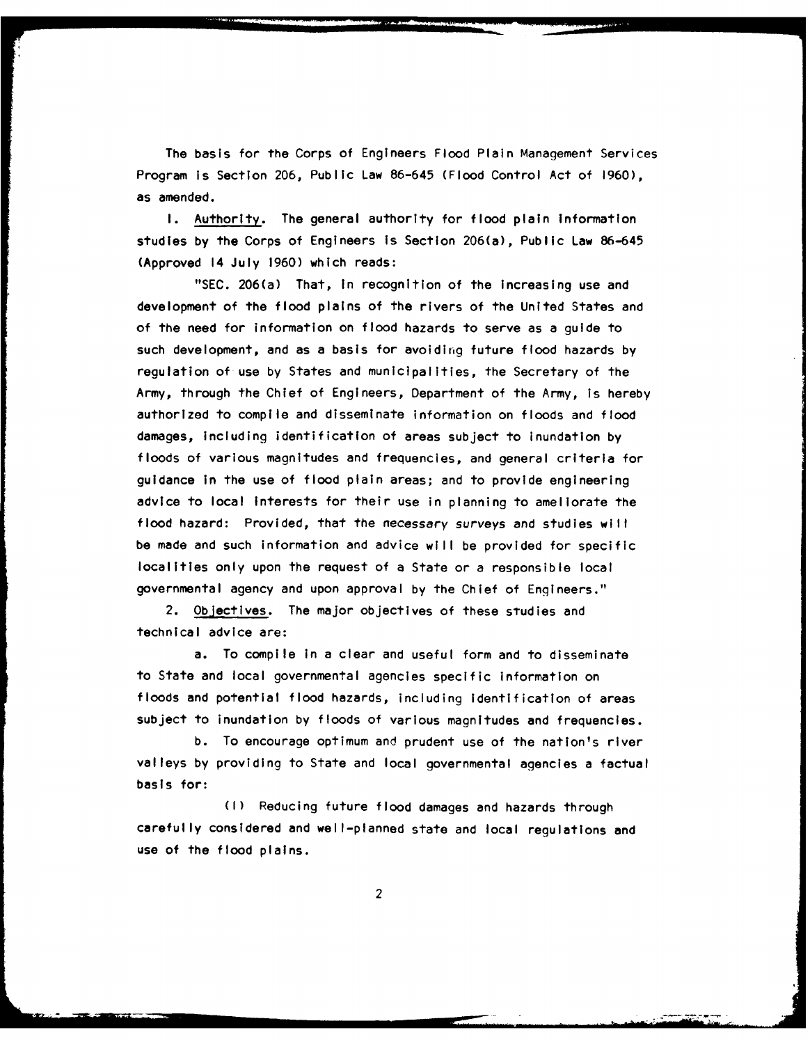The basis for the Corps of Engineers Flood Plain Management Services Program is Section 206, Public Law 86-645 (Flood Control Act of 1960), as amended.

1. Authority. The general authority for flood plain information studies by the Corps of Engineers is Section 206(a), Public Law 86-645 (Approved 14 July 1960) which reads:

"SEC. 206(a) That, in recognition of the increasing use and development of the flood plains of the rivers of the United States and of the need for information on flood hazards to serve as a guide to such development, and as a basis for avoiding future flood hazards by regulation of use by States and municipalities, the Secretary of the Army, through the Chief of Engineers, Department of the Army, is hereby authorized to compile and disseminate information on floods and flood damages, including identification of areas subject to inundation by floods of various magnitudes and frequencies, and general criteria for guidance in the use of flood plain areas; and to provide engineering advice to local interests for their use in planning to ameliorate the flood hazard: Provided, that the necessary surveys and studies will be made and such information and advice will be provided for specific localities only upon the request of a State or a responsible local governmental agency and upon approval by the Chief of Engineers."

2. Objectives. The major objectives of these studies and technical advice are:

a. To compile in a clear and useful form and to disseminate to State and local governmental agencies specific information on floods and potential flood hazards, including identification of areas subject to inundation by floods of various magnitudes and frequencies.

b. To encourage optimum and prudent use of the nation's river valleys by providing to State and local governmental agencies a factual basis for:

(1) Reducing future flood damages and hazards through carefully considered and well-planned state and local regulations and use of the flood plains.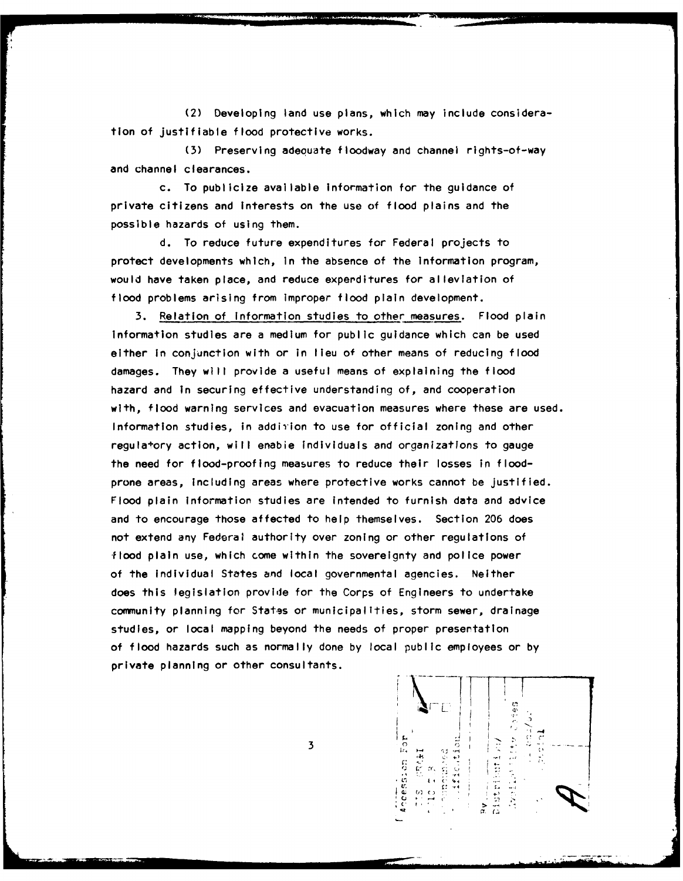(2) Developing land use plans, which may include consideration of justifiable flood protective works.

(3) Preserving adequate floodway and channel rights-of-way and channel clearances.

c. To publicize available information for the guidance of private citizens and interests on the use of flood plains and the possible hazards of using them.

d. To reduce future expenditures for Federal projects to protect developments which, in the absence of the information program, would have taken place, and reduce expenditures for alleviation of flood problems arising from improper flood plain development.

3. Relation of information studies to other measures. Flood plain information studies are a medium for public guidance which can be used either in conjunction with or in lieu of other means of reducing flood damages. They will provide a useful means of explaining the flood hazard and in securing effective understanding of, and cooperation with, flood warning services and evacuation measures where these are used. Information studies, in addition to use for official zoning and other regulatory action, will enable individuals and organizations to gauge the need for flood-proofing measures to reduce their losses in flood-prone areas, including areas where protective works cannot be justified. Flood plain information studies are intended to furnish data and advice and to encourage those affected to help themselves. Section 206 does not extend any Federal authority over zoning or other regulations of flood plain use, which come within the sovereignty and police power of the individual States and local governmental agencies. Neither does this legislation provide for the Corps of Engineers to undertake community planning for States or municipalities, storm sewer, drainage studies, or local mapping beyond the needs of proper presentation of flood hazards such as normally done by local public employees or by private planning or other consultants.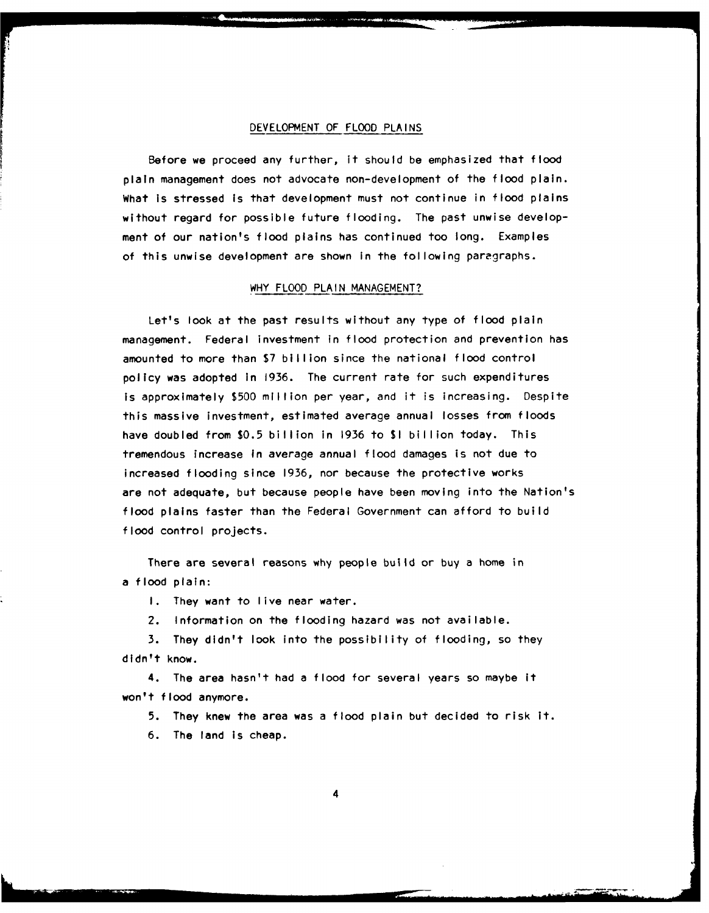## DEVELOPMENT OF FLOOD PLAINS

Before we proceed any further, it should be emphasized that flood plain management does not advocate non-development of the flood plain. What is stressed is that development must not continue in flood plains without regard for possible future flooding. The past unwise development of our nation's flood plains has continued too long. Examples of this unwise development are shown in the following paragraphs.

## WHY FLOOD PLAIN MANAGEMENT?

Let's look at the past results without any type of flood plain management. Federal investment in flood protection and prevention has amounted to more than $7 billion since the national flood control policy was adopted in 1936. The current rate for such expenditures is approximately $500 million per year, and it is increasing. Despite this massive investment, estimated average annual losses from floods have doubled from $0.5 billion in 1936 to $1 billion today. This tremendous increase in average annual flood damages is not due to increased flooding since 1936, nor because the protective works are not adequate, but because people have been moving into the Nation's flood plains faster than the Federal Government can afford to build flood control projects.

There are several reasons why people build or buy a home in a flood plain:

1. They want to live near water.
2. Information on the flooding hazard was not available.
3. They didn't look into the possibility of flooding, so they didn't know.
4. The area hasn't had a flood for several years so maybe it won't flood anymore.
5. They knew the area was a flood plain but decided to risk it.
6. The land is cheap.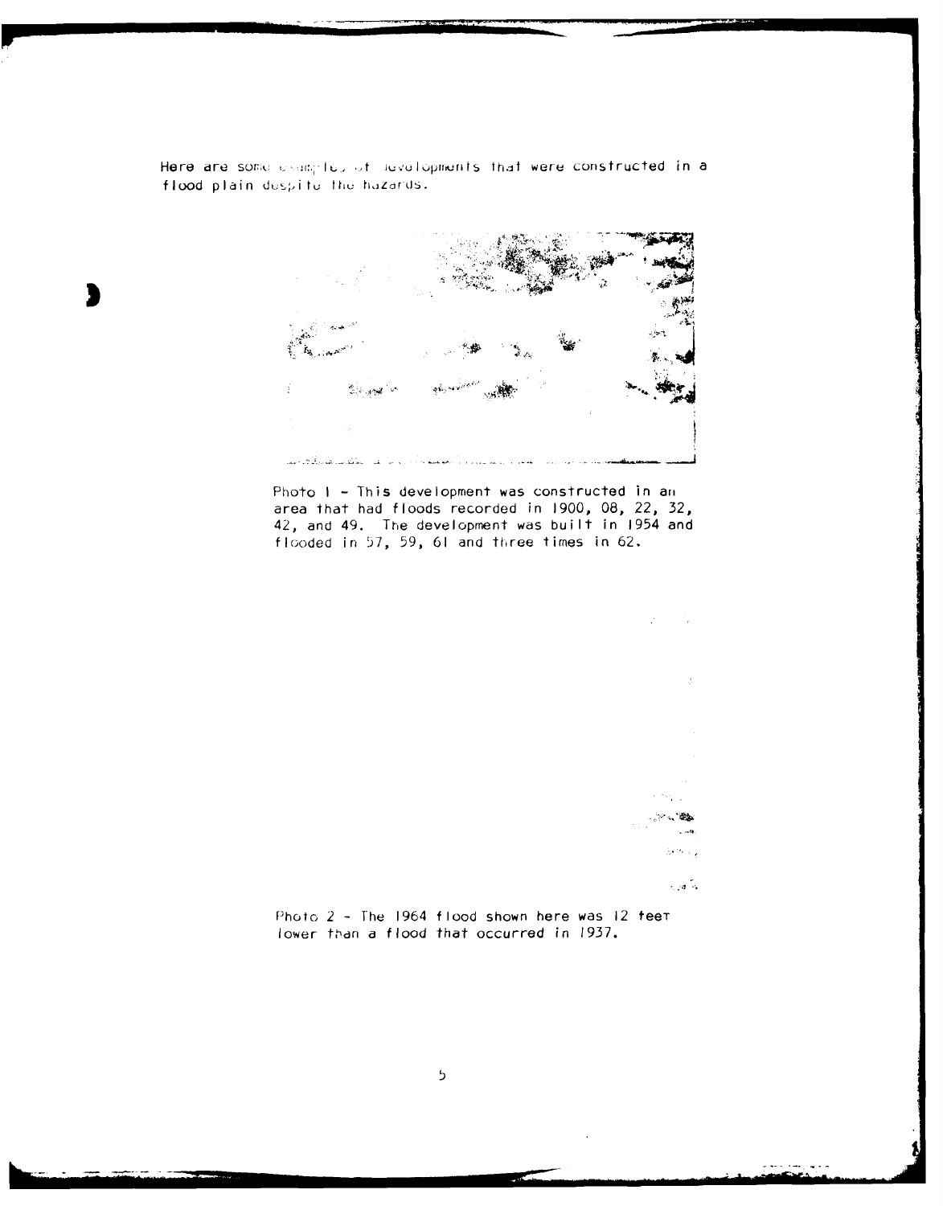Here are some examples of developments that were constructed in a flood plain despite the hazards.

Photo 1 - This development was constructed in an area that had floods recorded in 1900, 08, 22, 32, 42, and 49. The development was built in 1954 and flooded in 57, 59, 61 and three times in 62.

Photo 2 - The 1964 flood shown here was 12 feet lower than a flood that occurred in 1937.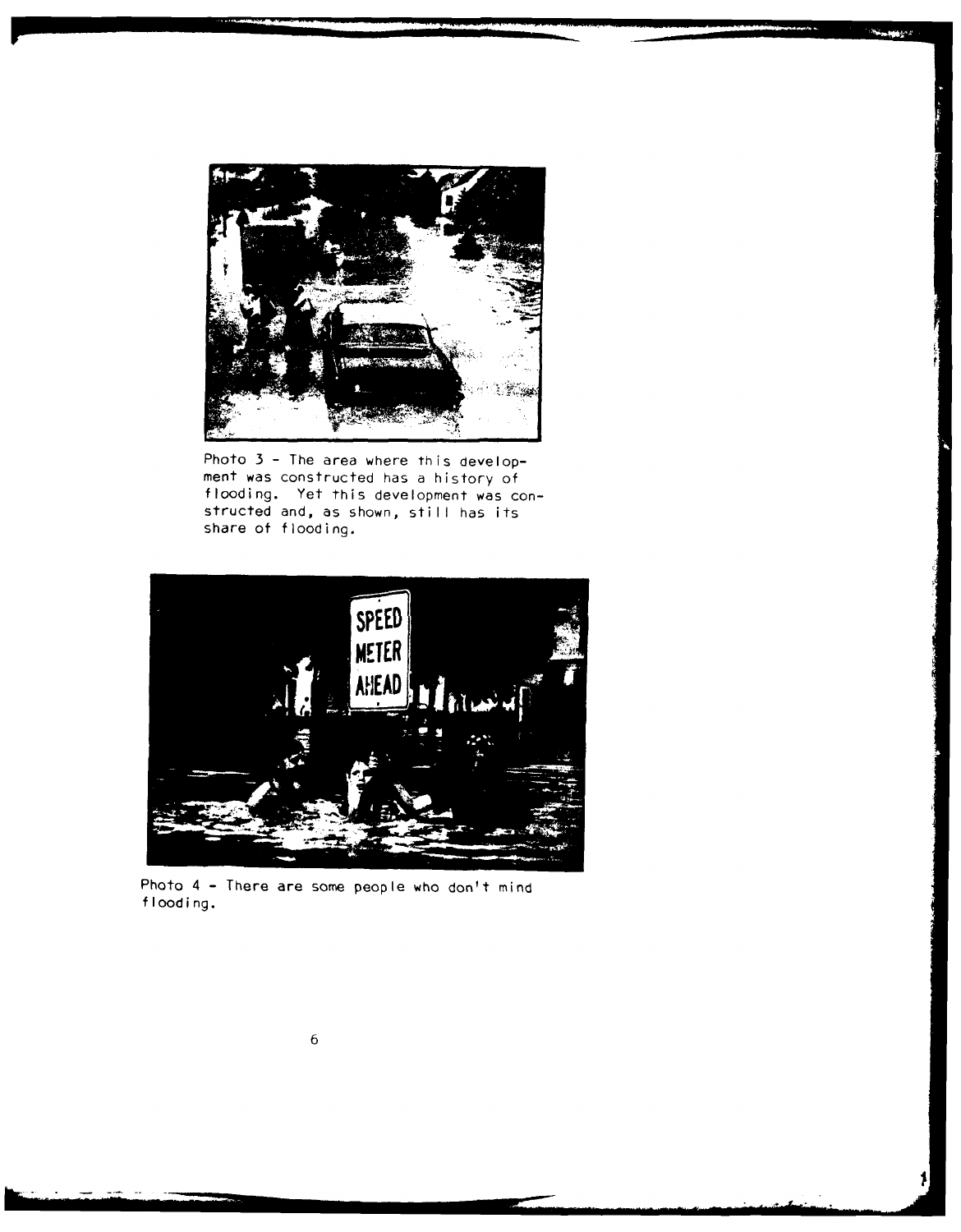Photo 3 - The area where this development was constructed has a history of flooding. Yet this development was constructed and, as shown, still has its share of flooding.

Photo 4 - There are some people who don't mind flooding.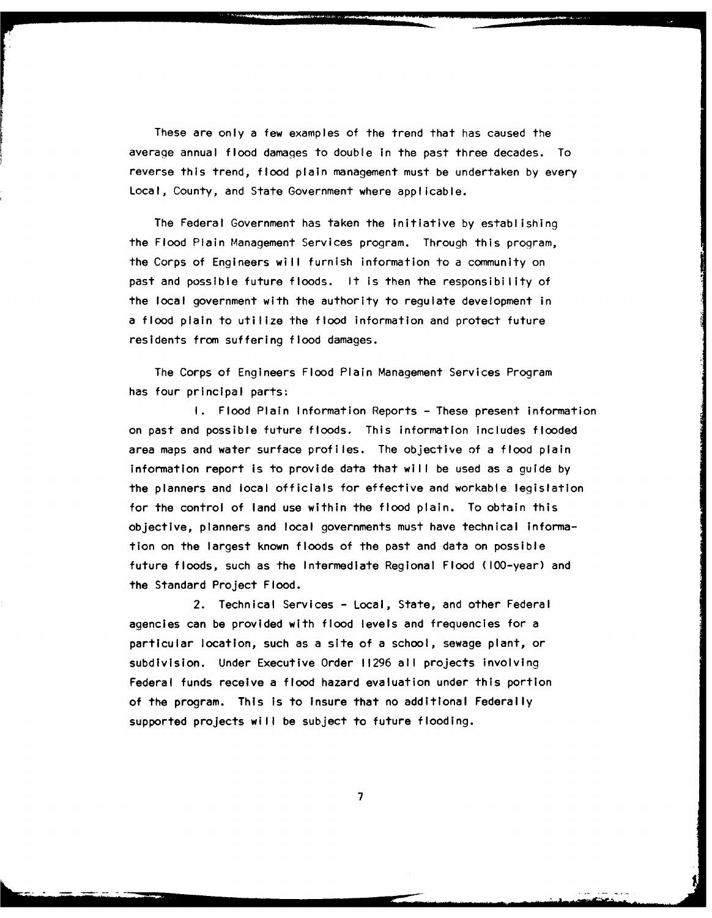These are only a few examples of the trend that has caused the average annual flood damages to double in the past three decades. To reverse this trend, flood plain management must be undertaken by every Local, County, and State Government where applicable.

The Federal Government has taken the initiative by establishing the Flood Plain Management Services program. Through this program, the Corps of Engineers will furnish information to a community on past and possible future floods. It is then the responsibility of the local government with the authority to regulate development in a flood plain to utilize the flood information and protect future residents from suffering flood damages.

The Corps of Engineers Flood Plain Management Services Program has four principal parts:

1. Flood Plain Information Reports - These present information on past and possible future floods. This information includes flooded area maps and water surface profiles. The objective of a flood plain information report is to provide data that will be used as a guide by the planners and local officials for effective and workable legislation for the control of land use within the flood plain. To obtain this objective, planners and local governments must have technical information on the largest known floods of the past and data on possible future floods, such as the Intermediate Regional Flood (100-year) and the Standard Project Flood.

2. Technical Services - Local, State, and other Federal agencies can be provided with flood levels and frequencies for a particular location, such as a site of a school, sewage plant, or subdivision. Under Executive Order 11296 all projects involving Federal funds receive a flood hazard evaluation under this portion of the program. This is to insure that no additional Federally supported projects will be subject to future flooding.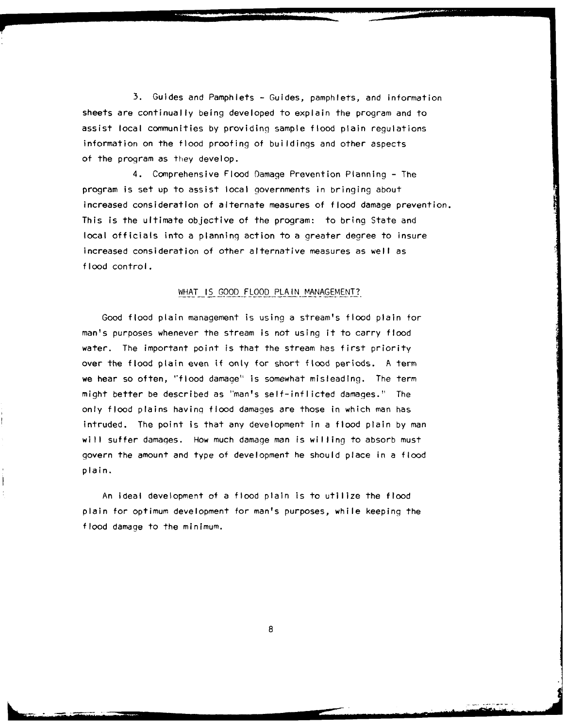3. Guides and Pamphlets - Guides, pamphlets, and information sheets are continually being developed to explain the program and to assist local communities by providing sample flood plain regulations information on the flood proofing of buildings and other aspects of the program as they develop.

4. Comprehensive Flood Damage Prevention Planning - The program is set up to assist local governments in bringing about increased consideration of alternate measures of flood damage prevention. This is the ultimate objective of the program: to bring State and local officials into a planning action to a greater degree to insure increased consideration of other alternative measures as well as flood control.

## WHAT IS GOOD FLOOD PLAIN MANAGEMENT?

Good flood plain management is using a stream's flood plain for man's purposes whenever the stream is not using it to carry flood water. The important point is that the stream has first priority over the flood plain even if only for short flood periods. A term we hear so often, "flood damage" is somewhat misleading. The term might better be described as "man's self-inflicted damages." The only flood plains having flood damages are those in which man has intruded. The point is that any development in a flood plain by man will suffer damages. How much damage man is willing to absorb must govern the amount and type of development he should place in a flood plain.

An ideal development of a flood plain is to utilize the flood plain for optimum development for man's purposes, while keeping the flood damage to the minimum.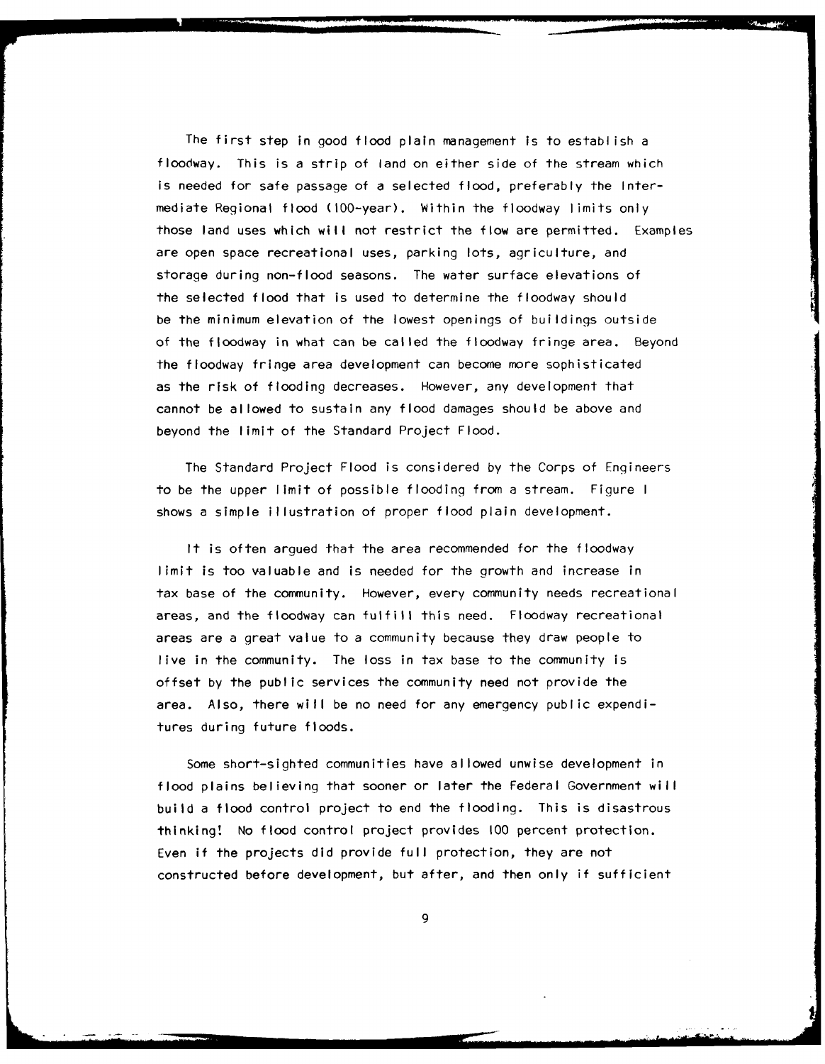The first step in good flood plain management is to establish a floodway. This is a strip of land on either side of the stream which is needed for safe passage of a selected flood, preferably the Intermediate Regional flood (100-year). Within the floodway limits only those land uses which will not restrict the flow are permitted. Examples are open space recreational uses, parking lots, agriculture, and storage during non-flood seasons. The water surface elevations of the selected flood that is used to determine the floodway should be the minimum elevation of the lowest openings of buildings outside of the floodway in what can be called the floodway fringe area. Beyond the floodway fringe area development can become more sophisticated as the risk of flooding decreases. However, any development that cannot be allowed to sustain any flood damages should be above and beyond the limit of the Standard Project Flood.

The Standard Project Flood is considered by the Corps of Engineers to be the upper limit of possible flooding from a stream. Figure 1 shows a simple illustration of proper flood plain development.

It is often argued that the area recommended for the floodway limit is too valuable and is needed for the growth and increase in tax base of the community. However, every community needs recreational areas, and the floodway can fulfill this need. Floodway recreational areas are a great value to a community because they draw people to live in the community. The loss in tax base to the community is offset by the public services the community need not provide the area. Also, there will be no need for any emergency public expenditures during future floods.

Some short-sighted communities have allowed unwise development in flood plains believing that sooner or later the Federal Government will build a flood control project to end the flooding. This is disastrous thinking! No flood control project provides 100 percent protection. Even if the projects did provide full protection, they are not constructed before development, but after, and then only if sufficient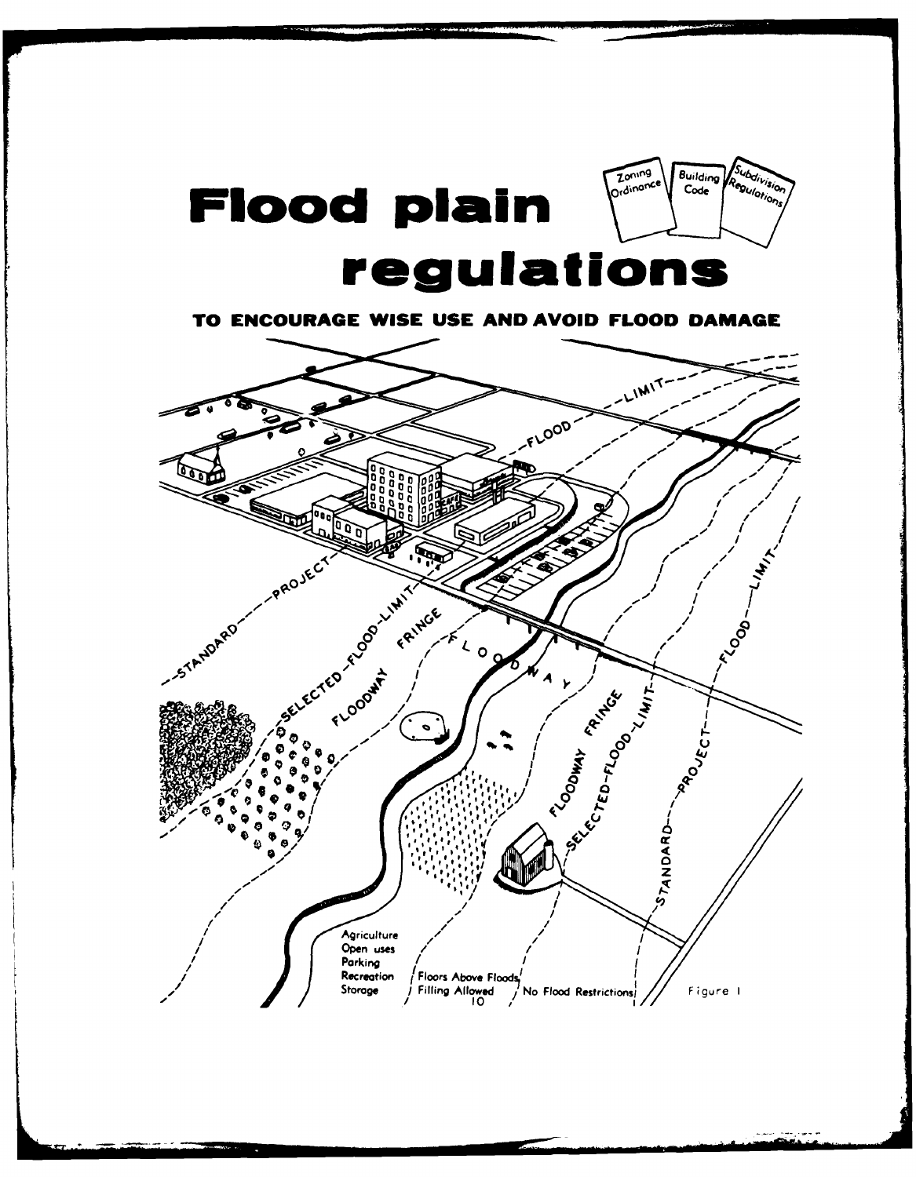# Flood plain regulations

**TO ENCOURAGE WISE USE AND AVOID FLOOD DAMAGE**

Zoning Ordinance

Building Code

Subdivision Regulations

STANDARD PROJECT FLOOD LIMIT

SELECTED FLOOD LIMIT

FLOODWAY FRINGE

FLOODWAY

Agriculture
Open uses
Parking
Recreation
Storage

Floors Above Floods
Filling Allowed

No Flood Restrictions

Figure 1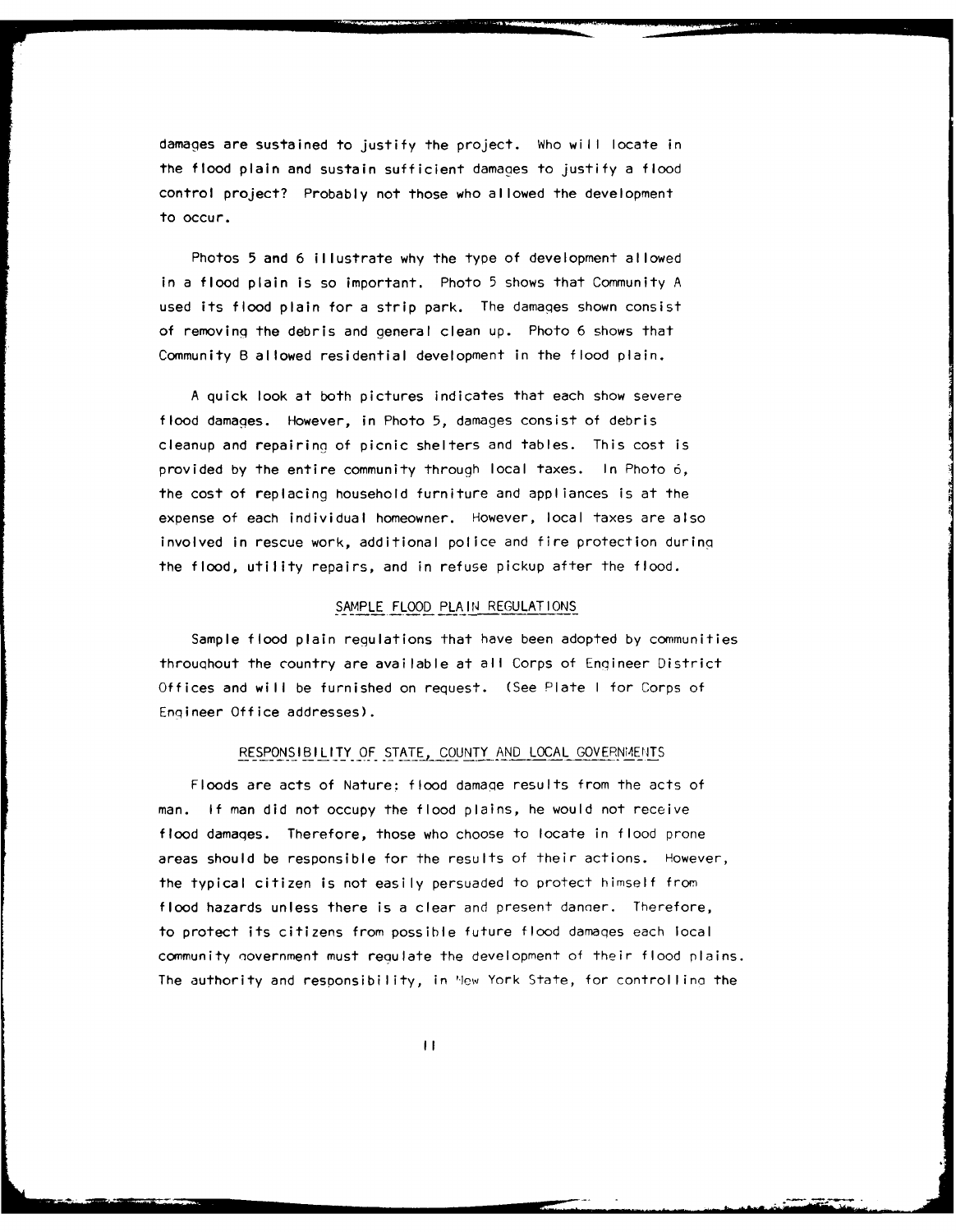damages are sustained to justify the project. Who will locate in the flood plain and sustain sufficient damages to justify a flood control project? Probably not those who allowed the development to occur.

Photos 5 and 6 illustrate why the type of development allowed in a flood plain is so important. Photo 5 shows that Community A used its flood plain for a strip park. The damages shown consist of removing the debris and general clean up. Photo 6 shows that Community B allowed residential development in the flood plain.

A quick look at both pictures indicates that each show severe flood damages. However, in Photo 5, damages consist of debris cleanup and repairing of picnic shelters and tables. This cost is provided by the entire community through local taxes. In Photo 6, the cost of replacing household furniture and appliances is at the expense of each individual homeowner. However, local taxes are also involved in rescue work, additional police and fire protection during the flood, utility repairs, and in refuse pickup after the flood.

## SAMPLE FLOOD PLAIN REGULATIONS

Sample flood plain regulations that have been adopted by communities throughout the country are available at all Corps of Engineer District Offices and will be furnished on request. (See Plate I for Corps of Engineer Office addresses).

## RESPONSIBILITY OF STATE, COUNTY AND LOCAL GOVERNMENTS

Floods are acts of Nature: flood damage results from the acts of man. If man did not occupy the flood plains, he would not receive flood damages. Therefore, those who choose to locate in flood prone areas should be responsible for the results of their actions. However, the typical citizen is not easily persuaded to protect himself from flood hazards unless there is a clear and present danger. Therefore, to protect its citizens from possible future flood damages each local community government must regulate the development of their flood plains. The authority and responsibility, in New York State, for controlling the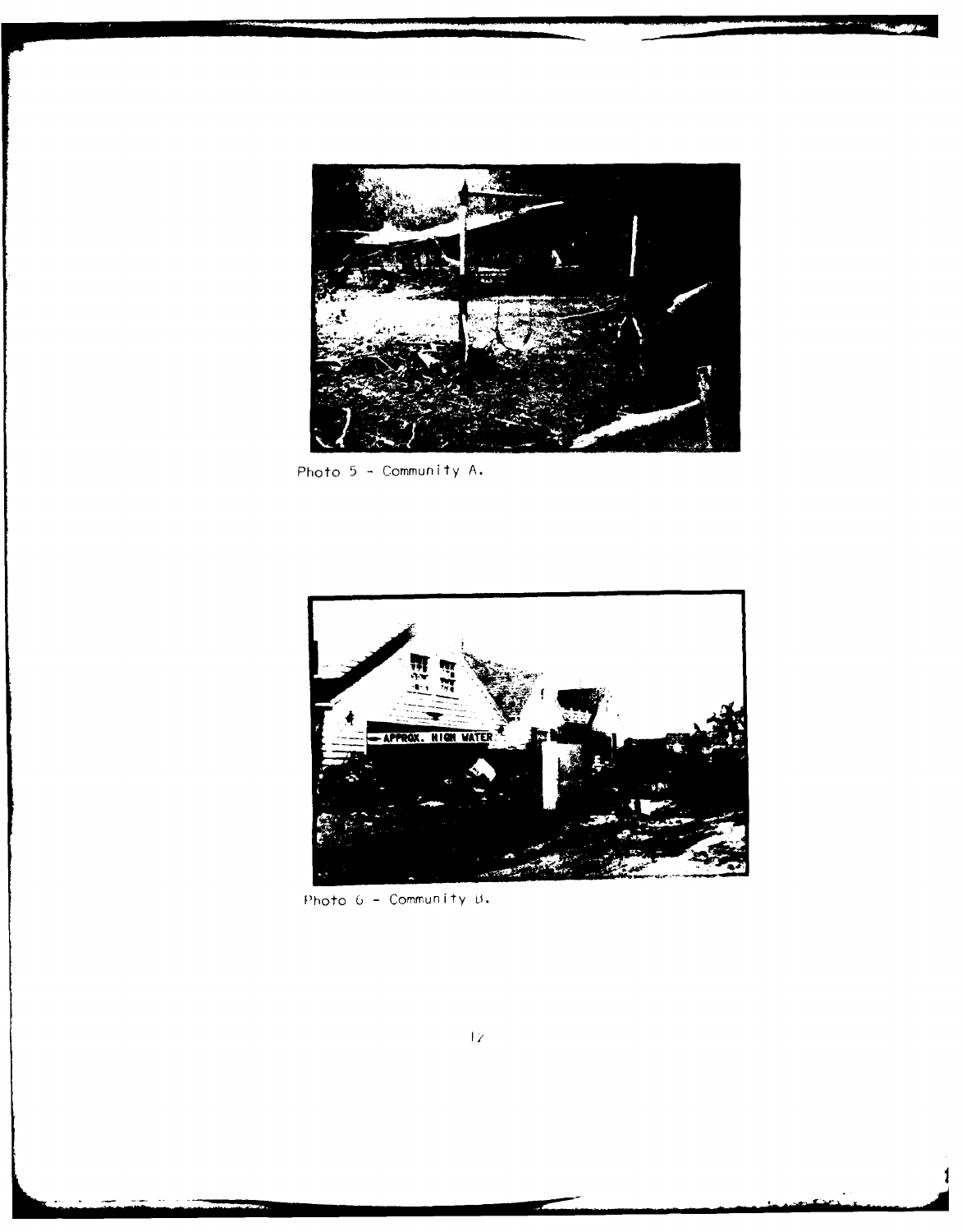Photo 5 - Community A.

Photo 6 - Community B.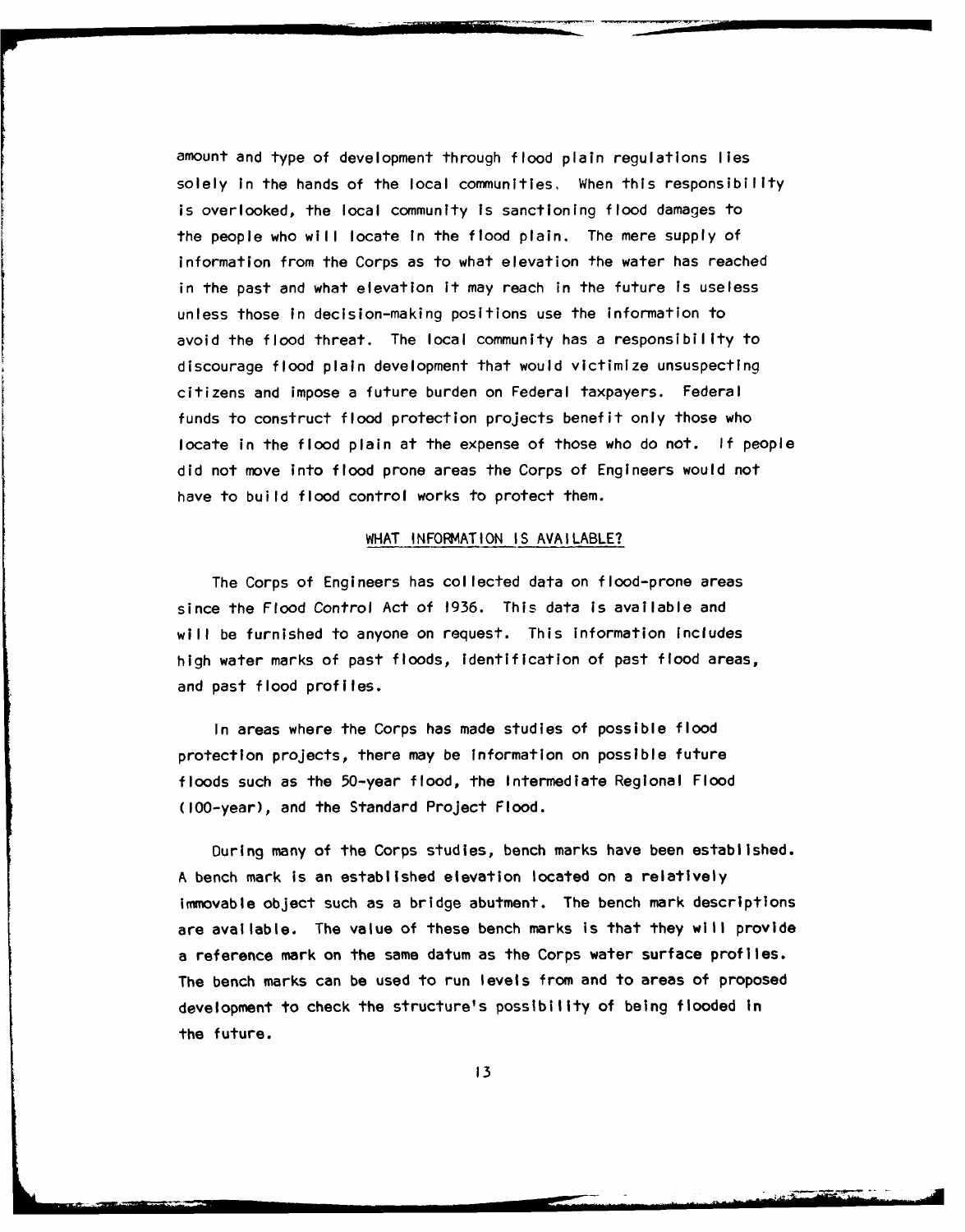amount and type of development through flood plain regulations lies solely in the hands of the local communities. When this responsibility is overlooked, the local community is sanctioning flood damages to the people who will locate in the flood plain. The mere supply of information from the Corps as to what elevation the water has reached in the past and what elevation it may reach in the future is useless unless those in decision-making positions use the information to avoid the flood threat. The local community has a responsibility to discourage flood plain development that would victimize unsuspecting citizens and impose a future burden on Federal taxpayers. Federal funds to construct flood protection projects benefit only those who locate in the flood plain at the expense of those who do not. If people did not move into flood prone areas the Corps of Engineers would not have to build flood control works to protect them.

## WHAT INFORMATION IS AVAILABLE?

The Corps of Engineers has collected data on flood-prone areas since the Flood Control Act of 1936. This data is available and will be furnished to anyone on request. This information includes high water marks of past floods, identification of past flood areas, and past flood profiles.

In areas where the Corps has made studies of possible flood protection projects, there may be information on possible future floods such as the 50-year flood, the Intermediate Regional Flood (100-year), and the Standard Project Flood.

During many of the Corps studies, bench marks have been established. A bench mark is an established elevation located on a relatively immovable object such as a bridge abutment. The bench mark descriptions are available. The value of these bench marks is that they will provide a reference mark on the same datum as the Corps water surface profiles. The bench marks can be used to run levels from and to areas of proposed development to check the structure's possibility of being flooded in the future.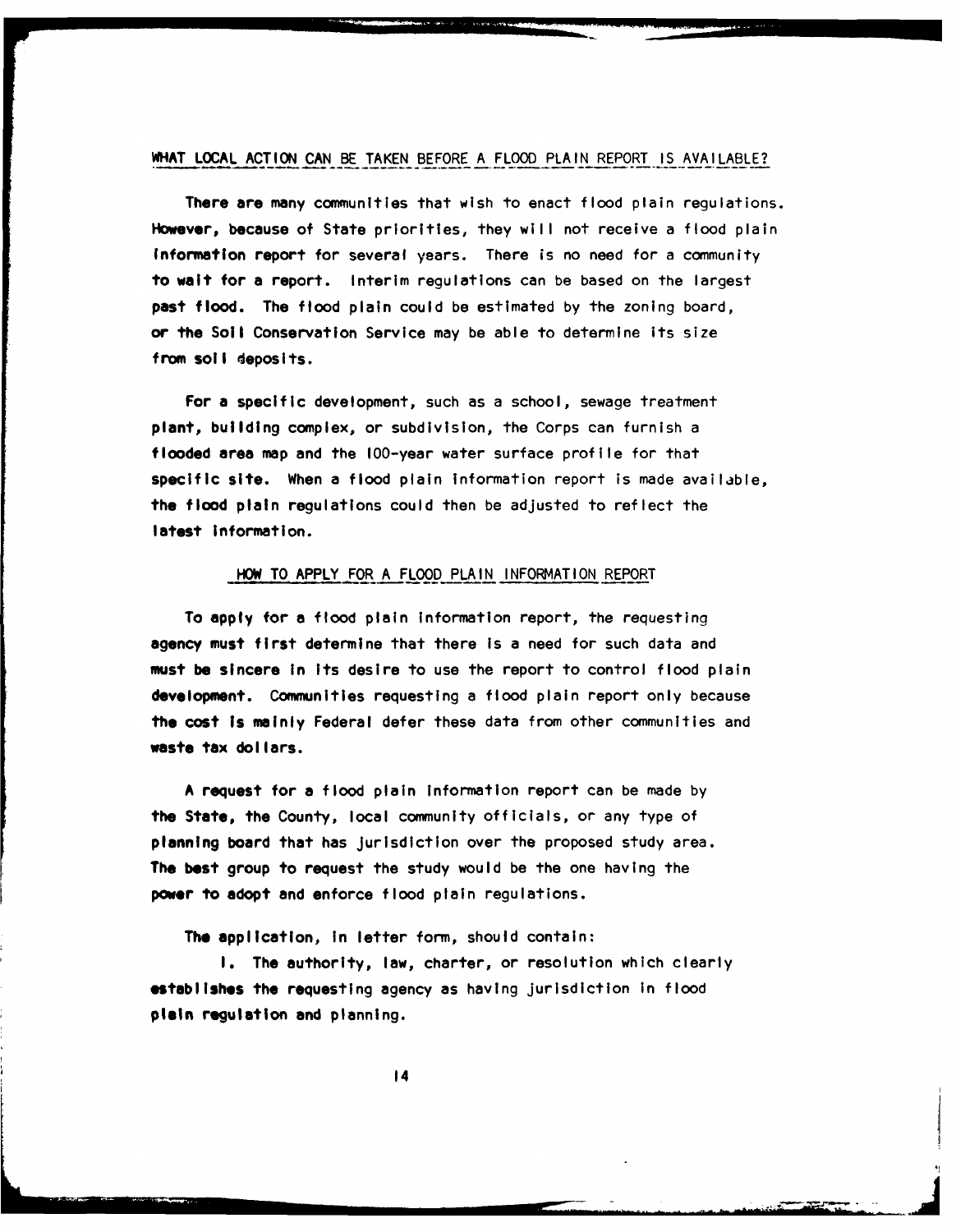## WHAT LOCAL ACTION CAN BE TAKEN BEFORE A FLOOD PLAIN REPORT IS AVAILABLE?

There are many communities that wish to enact flood plain regulations. However, because of State priorities, they will not receive a flood plain information report for several years. There is no need for a community to wait for a report. Interim regulations can be based on the largest past flood. The flood plain could be estimated by the zoning board, or the Soil Conservation Service may be able to determine its size from soil deposits.

For a specific development, such as a school, sewage treatment plant, building complex, or subdivision, the Corps can furnish a flooded area map and the 100-year water surface profile for that specific site. When a flood plain information report is made available, the flood plain regulations could then be adjusted to reflect the latest information.

## HOW TO APPLY FOR A FLOOD PLAIN INFORMATION REPORT

To apply for a flood plain information report, the requesting agency must first determine that there is a need for such data and must be sincere in its desire to use the report to control flood plain development. Communities requesting a flood plain report only because the cost is mainly Federal defer these data from other communities and waste tax dollars.

A request for a flood plain information report can be made by the State, the County, local community officials, or any type of planning board that has jurisdiction over the proposed study area. The best group to request the study would be the one having the power to adopt and enforce flood plain regulations.

The application, in letter form, should contain:

1. The authority, law, charter, or resolution which clearly establishes the requesting agency as having jurisdiction in flood plain regulation and planning.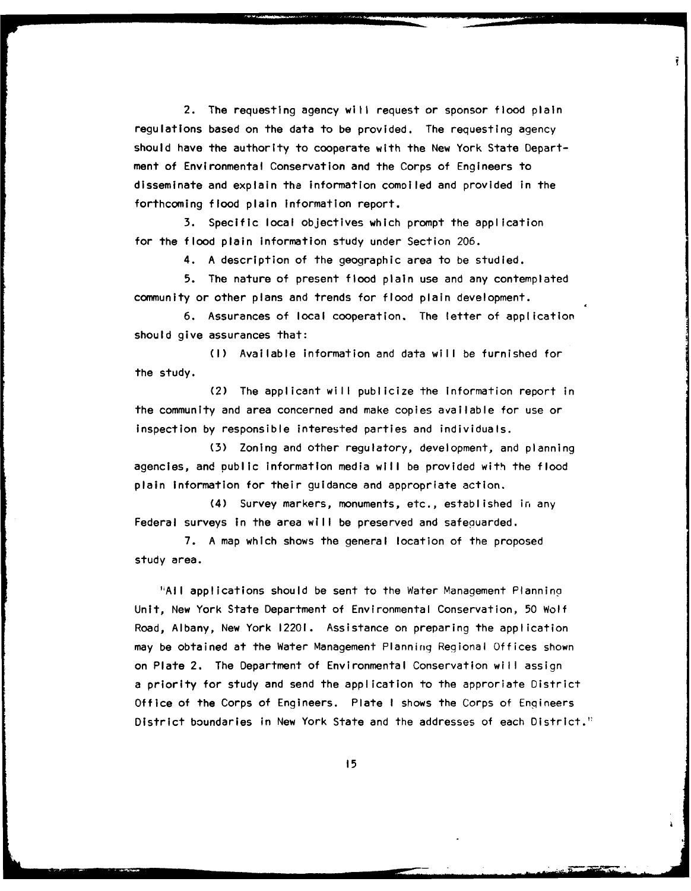2. The requesting agency will request or sponsor flood plain regulations based on the data to be provided. The requesting agency should have the authority to cooperate with the New York State Department of Environmental Conservation and the Corps of Engineers to disseminate and explain the information compiled and provided in the forthcoming flood plain information report.

3. Specific local objectives which prompt the application for the flood plain information study under Section 206.

4. A description of the geographic area to be studied.

5. The nature of present flood plain use and any contemplated community or other plans and trends for flood plain development.

6. Assurances of local cooperation. The letter of application should give assurances that:

(1) Available information and data will be furnished for the study.

(2) The applicant will publicize the information report in the community and area concerned and make copies available for use or inspection by responsible interested parties and individuals.

(3) Zoning and other regulatory, development, and planning agencies, and public information media will be provided with the flood plain information for their guidance and appropriate action.

(4) Survey markers, monuments, etc., established in any Federal surveys in the area will be preserved and safeguarded.

7. A map which shows the general location of the proposed study area.

"All applications should be sent to the Water Management Planning Unit, New York State Department of Environmental Conservation, 50 Wolf Road, Albany, New York 12201. Assistance on preparing the application may be obtained at the Water Management Planning Regional Offices shown on Plate 2. The Department of Environmental Conservation will assign a priority for study and send the application to the approriate District Office of the Corps of Engineers. Plate 1 shows the Corps of Engineers District boundaries in New York State and the addresses of each District."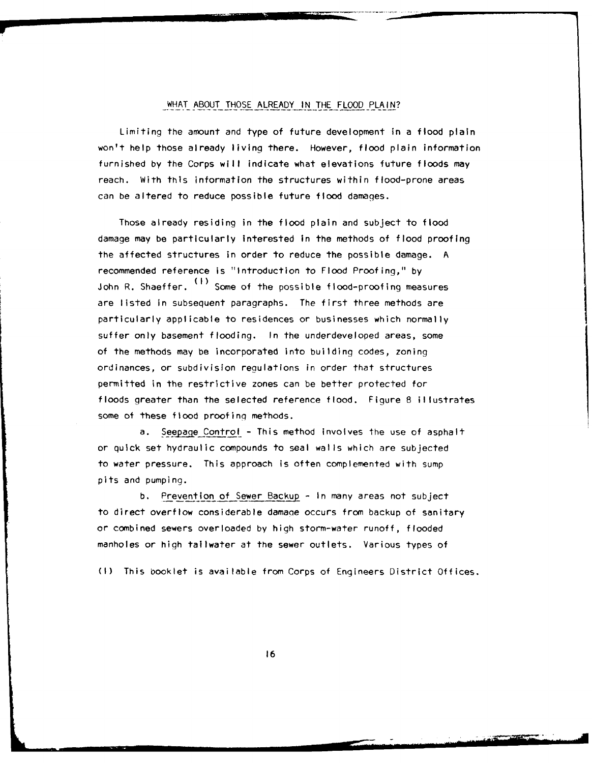## WHAT ABOUT THOSE ALREADY IN THE FLOOD PLAIN?

Limiting the amount and type of future development in a flood plain won't help those already living there. However, flood plain information furnished by the Corps will indicate what elevations future floods may reach. With this information the structures within flood-prone areas can be altered to reduce possible future flood damages.

Those already residing in the flood plain and subject to flood damage may be particularly interested in the methods of flood proofing the affected structures in order to reduce the possible damage. A recommended reference is "Introduction to Flood Proofing," by John R. Shaeffer. [1] Some of the possible flood-proofing measures are listed in subsequent paragraphs. The first three methods are particularly applicable to residences or businesses which normally suffer only basement flooding. In the underdeveloped areas, some of the methods may be incorporated into building codes, zoning ordinances, or subdivision regulations in order that structures permitted in the restrictive zones can be better protected for floods greater than the selected reference flood. Figure 8 illustrates some of these flood proofing methods.

a. Seepage Control - This method involves the use of asphalt or quick set hydraulic compounds to seal walls which are subjected to water pressure. This approach is often complemented with sump pits and pumping.

b. Prevention of Sewer Backup - In many areas not subject to direct overflow considerable damage occurs from backup of sanitary or combined sewers overloaded by high storm-water runoff, flooded manholes or high tailwater at the sewer outlets. Various types of

(1) This booklet is available from Corps of Engineers District Offices.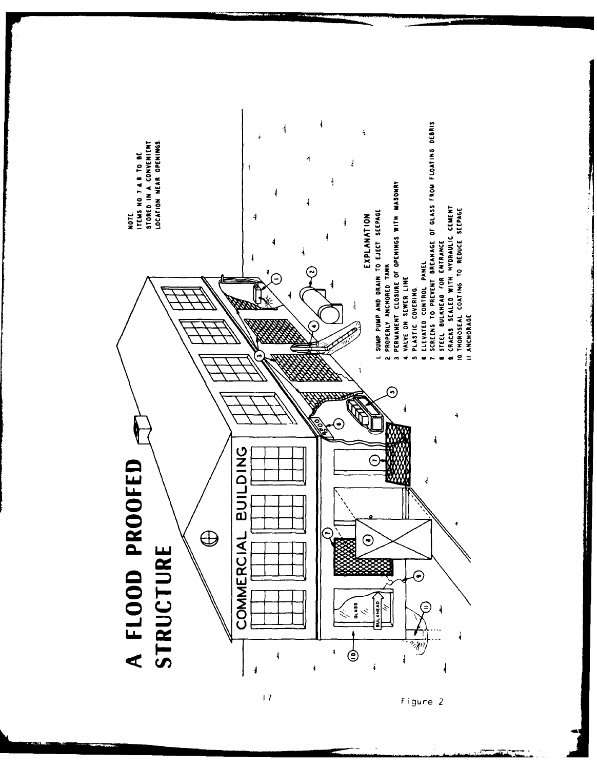# A FLOOD PROOFED STRUCTURE

NOTE:
ITEMS NO 7 & 8 TO BE STORED IN A CONVENIENT LOCATION NEAR OPENINGS.

COMMERCIAL BUILDING

GLASS

BULKHEAD

## EXPLANATION

1. SUMP PUMP AND DRAIN TO EJECT SEEPAGE
2. PROPERLY ANCHORED TANK
3. PERMANENT CLOSURE OF OPENINGS WITH MASONRY
4. VALVE ON SEWER LINE
5. PLASTIC COVERING
6. ELEVATED CONTROL PANEL
7. SCREENS TO PREVENT BREAKAGE OF GLASS FROM FLOATING DEBRIS
8. STEEL BULKHEAD FOR ENTRANCE
9. CRACKS SEALED WITH HYDRAULIC CEMENT
10. THOROSEAL COATING TO REDUCE SEEPAGE
11. ANCHORAGE

Figure 2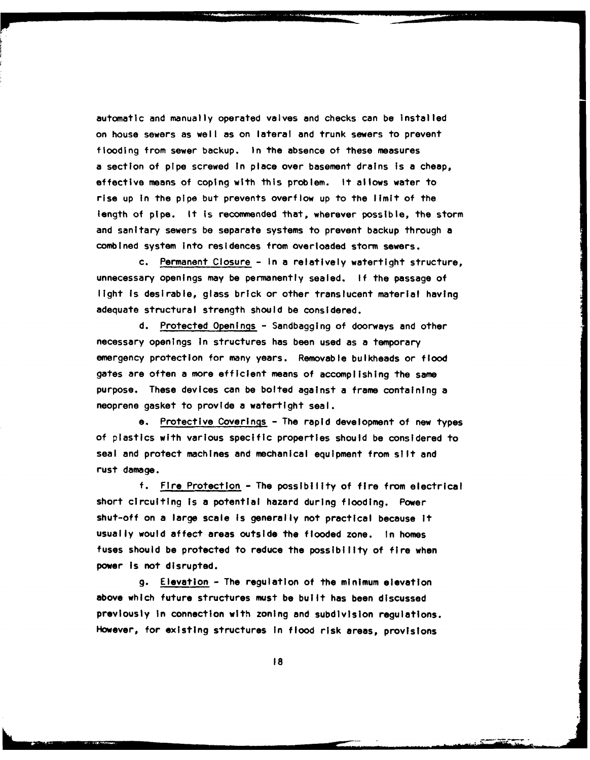automatic and manually operated valves and checks can be installed on house sewers as well as on lateral and trunk sewers to prevent flooding from sewer backup. In the absence of these measures a section of pipe screwed in place over basement drains is a cheap, effective means of coping with this problem. It allows water to rise up in the pipe but prevents overflow up to the limit of the length of pipe. It is recommended that, wherever possible, the storm and sanitary sewers be separate systems to prevent backup through a combined system into residences from overloaded storm sewers.

c. Permanent Closure - In a relatively watertight structure, unnecessary openings may be permanently sealed. If the passage of light is desirable, glass brick or other translucent material having adequate structural strength should be considered.

d. Protected Openings - Sandbagging of doorways and other necessary openings in structures has been used as a temporary emergency protection for many years. Removable bulkheads or flood gates are often a more efficient means of accomplishing the same purpose. These devices can be bolted against a frame containing a neoprene gasket to provide a watertight seal.

e. Protective Coverings - The rapid development of new types of plastics with various specific properties should be considered to seal and protect machines and mechanical equipment from silt and rust damage.

f. Fire Protection - The possibility of fire from electrical short circuiting is a potential hazard during flooding. Power shut-off on a large scale is generally not practical because it usually would affect areas outside the flooded zone. In homes fuses should be protected to reduce the possibility of fire when power is not disrupted.

g. Elevation - The regulation of the minimum elevation above which future structures must be built has been discussed previously in connection with zoning and subdivision regulations. However, for existing structures in flood risk areas, provisions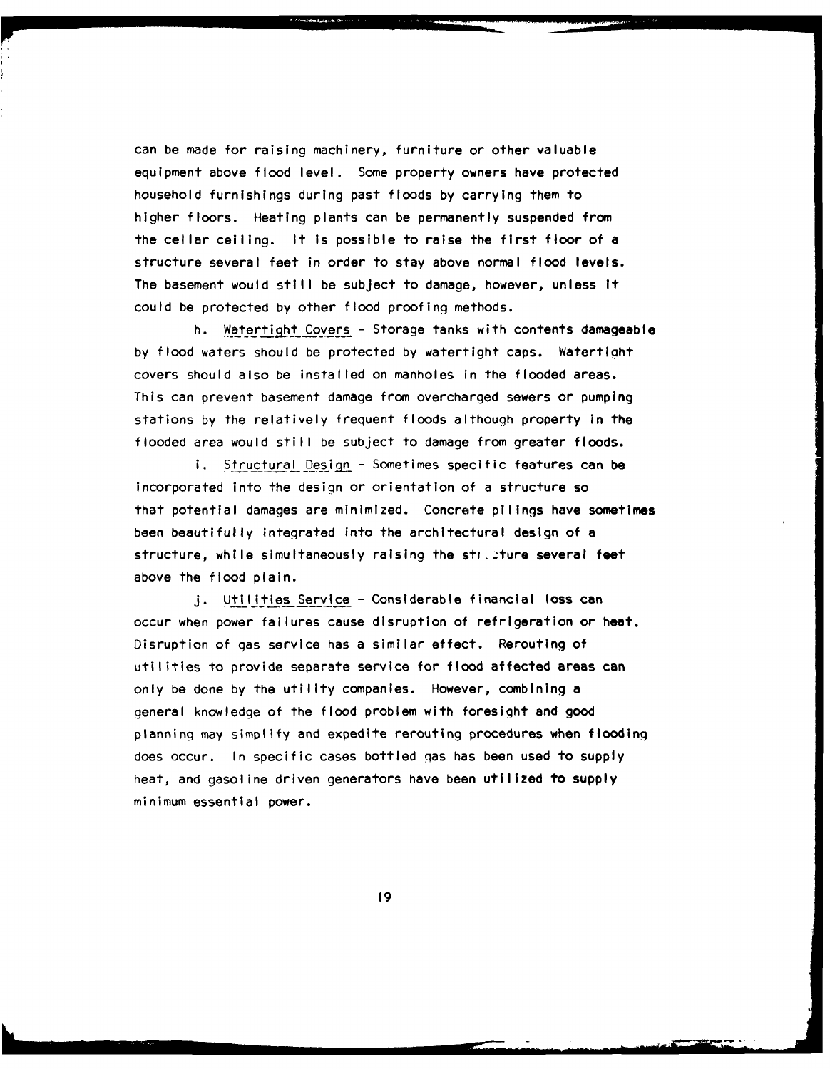can be made for raising machinery, furniture or other valuable equipment above flood level. Some property owners have protected household furnishings during past floods by carrying them to higher floors. Heating plants can be permanently suspended from the cellar ceiling. It is possible to raise the first floor of a structure several feet in order to stay above normal flood levels. The basement would still be subject to damage, however, unless it could be protected by other flood proofing methods.

h. Watertight Covers - Storage tanks with contents damageable by flood waters should be protected by watertight caps. Watertight covers should also be installed on manholes in the flooded areas. This can prevent basement damage from overcharged sewers or pumping stations by the relatively frequent floods although property in the flooded area would still be subject to damage from greater floods.

i. Structural Design - Sometimes specific features can be incorporated into the design or orientation of a structure so that potential damages are minimized. Concrete pilings have sometimes been beautifully integrated into the architectural design of a structure, while simultaneously raising the structure several feet above the flood plain.

j. Utilities Service - Considerable financial loss can occur when power failures cause disruption of refrigeration or heat. Disruption of gas service has a similar effect. Rerouting of utilities to provide separate service for flood affected areas can only be done by the utility companies. However, combining a general knowledge of the flood problem with foresight and good planning may simplify and expedite rerouting procedures when flooding does occur. In specific cases bottled gas has been used to supply heat, and gasoline driven generators have been utilized to supply minimum essential power.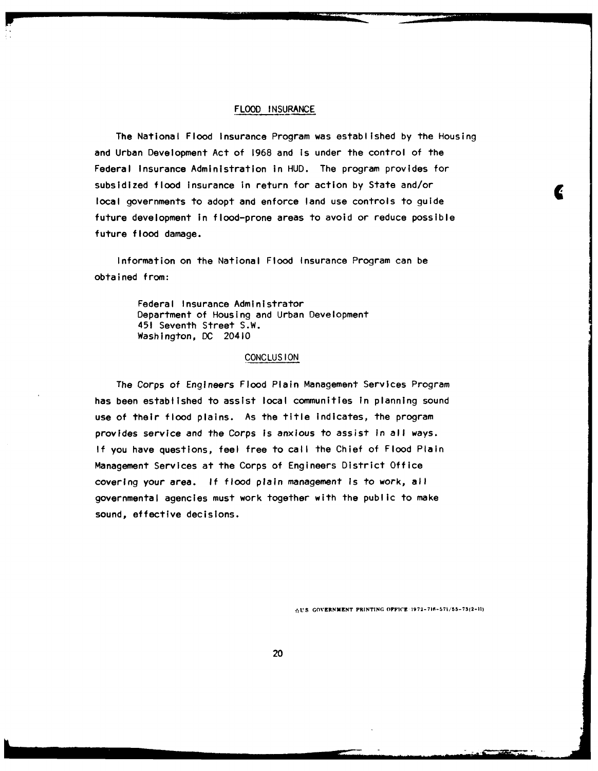## FLOOD INSURANCE

The National Flood Insurance Program was established by the Housing and Urban Development Act of 1968 and is under the control of the Federal Insurance Administration in HUD. The program provides for subsidized flood insurance in return for action by State and/or local governments to adopt and enforce land use controls to guide future development in flood-prone areas to avoid or reduce possible future flood damage.

Information on the National Flood Insurance Program can be obtained from:

Federal Insurance Administrator
Department of Housing and Urban Development
451 Seventh Street S.W.
Washington, DC 20410

## CONCLUSION

The Corps of Engineers Flood Plain Management Services Program has been established to assist local communities in planning sound use of their flood plains. As the title indicates, the program provides service and the Corps is anxious to assist in all ways. If you have questions, feel free to call the Chief of Flood Plain Management Services at the Corps of Engineers District Office covering your area. If flood plain management is to work, all governmental agencies must work together with the public to make sound, effective decisions.

☆U.S. GOVERNMENT PRINTING OFFICE 1972-716-571/55-73(2-11)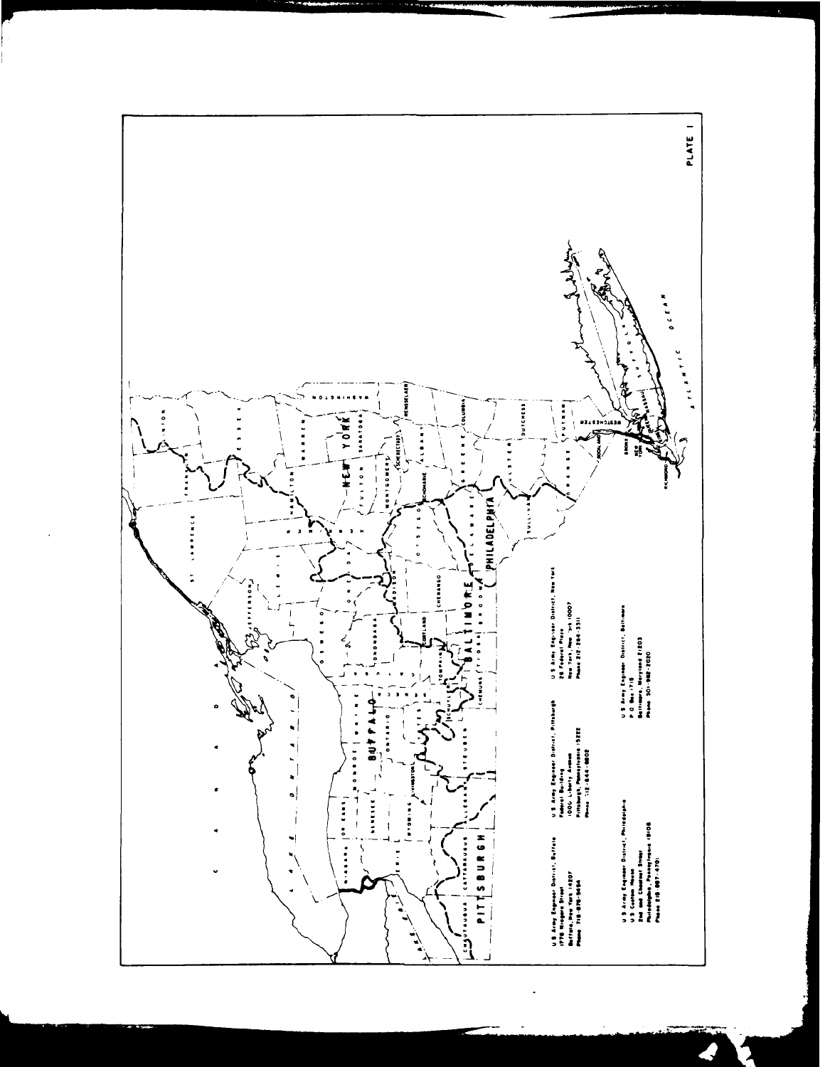U.S. Army Engineer District, Buffalo
1776 Niagara Street
Buffalo, New York 14207
Phone 716-876-5454

U.S. Army Engineer District, Pittsburgh
Federal Building
1000 Liberty Avenue
Pittsburgh, Pennsylvania 15222
Phone 412-644-6802

U.S. Army Engineer District, New York
26 Federal Plaza
New York, New York 10007
Phone 212-264-3311

U.S. Army Engineer District, Philadelphia
U.S. Custom House
2nd and Chestnut Street
Philadelphia, Pennsylvania 19106
Phone 215-597-4701

U.S. Army Engineer District, Baltimore
P.O. Box 1715
Baltimore, Maryland 21203
Phone 301-962-2020

PLATE 1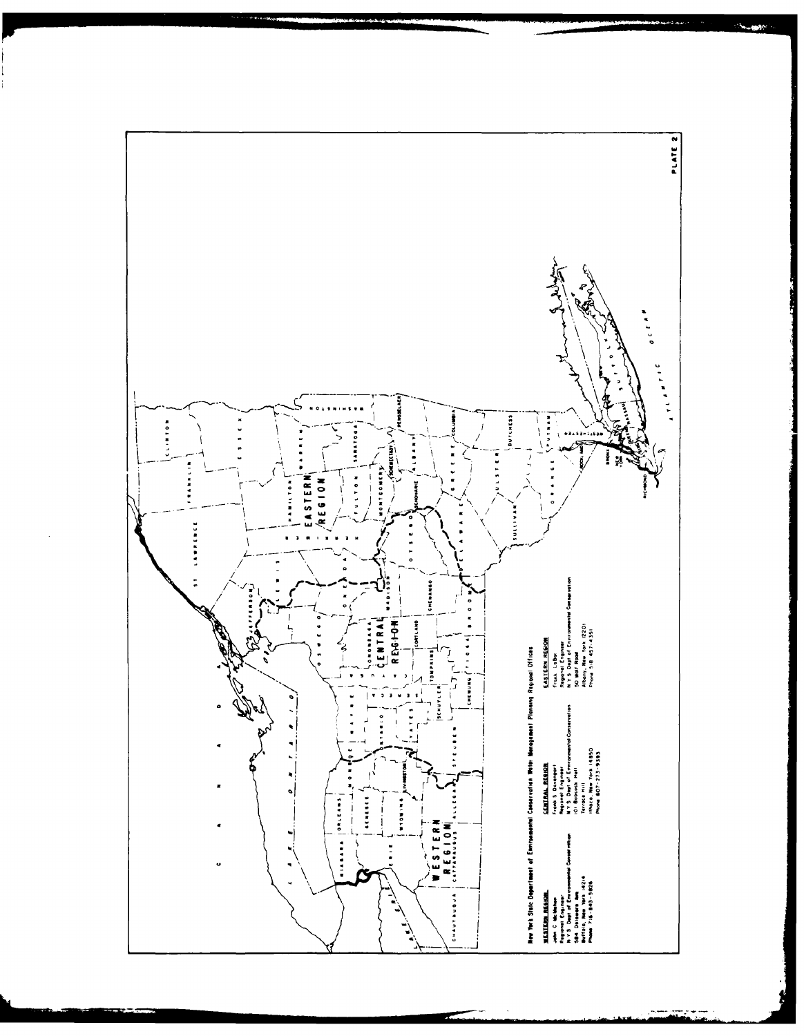New York State Department of Environmental Conservation Water Management Planning Regional Offices

**WESTERN REGION**
John C. McMahon
Regional Engineer
N.Y.S. Dept of Environmental Conservation
584 Delaware Ave
Buffalo, New York 14214
Phone 716-843-5826

**CENTRAL REGION**
Frank S. Davenport
Regional Engineer
N.Y.S. Dept of Environmental Conservation
101 Babcock Hall
Terrace Hill
Ithaca, New York 14850
Phone 607-273-9393

**EASTERN REGION**
Frank LaBar
Regional Engineer
N.Y.S. Dept of Environmental Conservation
50 Wolf Road
Albany, New York 12201
Phone 518-457-4351

PLATE 2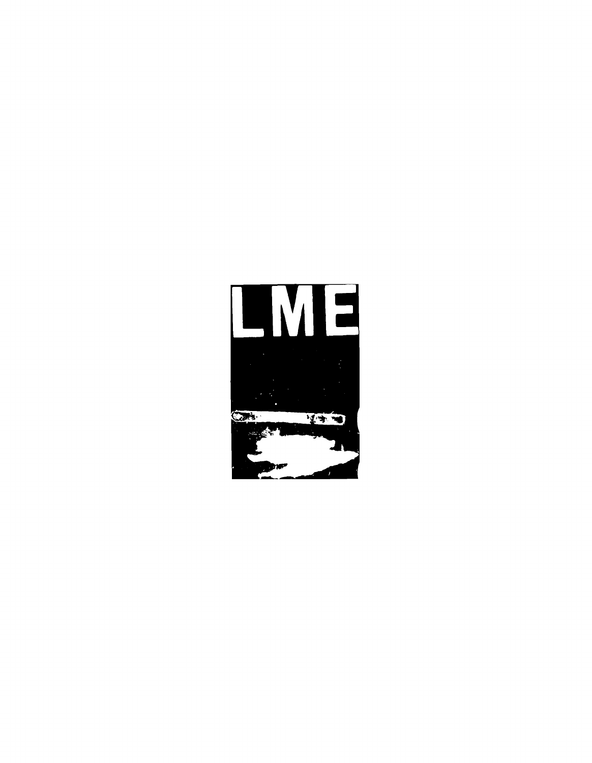LME